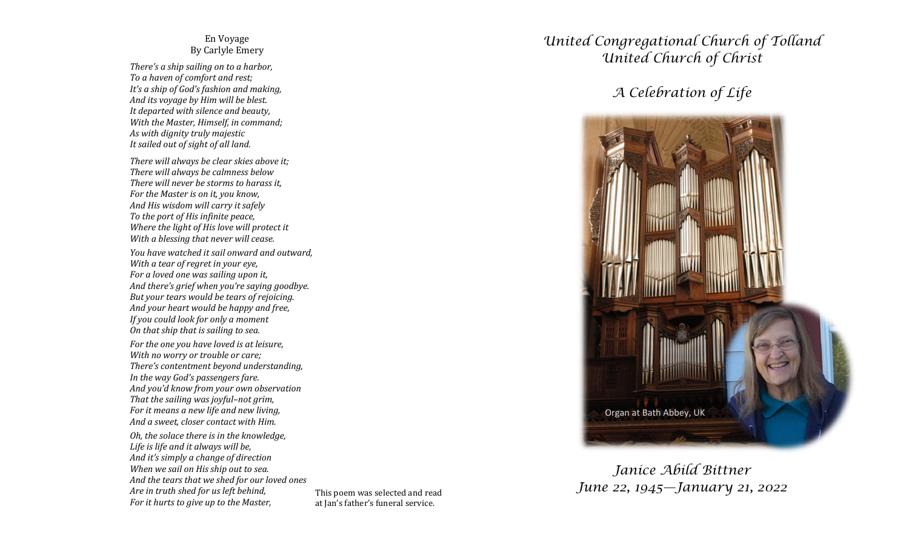## En Voyage
By Carlyle Emery

*There's a ship sailing on to a harbor,*
*To a haven of comfort and rest;*
*It's a ship of God's fashion and making,*
*And its voyage by Him will be blest.*
*It departed with silence and beauty,*
*With the Master, Himself, in command;*
*As with dignity truly majestic*
*It sailed out of sight of all land.*

*There will always be clear skies above it;*
*There will always be calmness below*
*There will never be storms to harass it,*
*For the Master is on it, you know,*
*And His wisdom will carry it safely*
*To the port of His infinite peace,*
*Where the light of His love will protect it*
*With a blessing that never will cease.*

*You have watched it sail onward and outward,*
*With a tear of regret in your eye,*
*For a loved one was sailing upon it,*
*And there's grief when you're saying goodbye.*
*But your tears would be tears of rejoicing.*
*And your heart would be happy and free,*
*If you could look for only a moment*
*On that ship that is sailing to sea.*

*For the one you have loved is at leisure,*
*With no worry or trouble or care;*
*There's contentment beyond understanding,*
*In the way God's passengers fare.*
*And you'd know from your own observation*
*That the sailing was joyful–not grim,*
*For it means a new life and new living,*
*And a sweet, closer contact with Him.*

*Oh, the solace there is in the knowledge,*
*Life is life and it always will be,*
*And it's simply a change of direction*
*When we sail on His ship out to sea.*
*And the tears that we shed for our loved ones*
*Are in truth shed for us left behind,*
*For it hurts to give up to the Master,*

This poem was selected and read at Jan's father's funeral service.

# *United Congregational Church of Tolland*
# *United Church of Christ*

## *A Celebration of Life*

Organ at Bath Abbey, UK

## *Janice Abild Bittner*
## *June 22, 1945—January 21, 2022*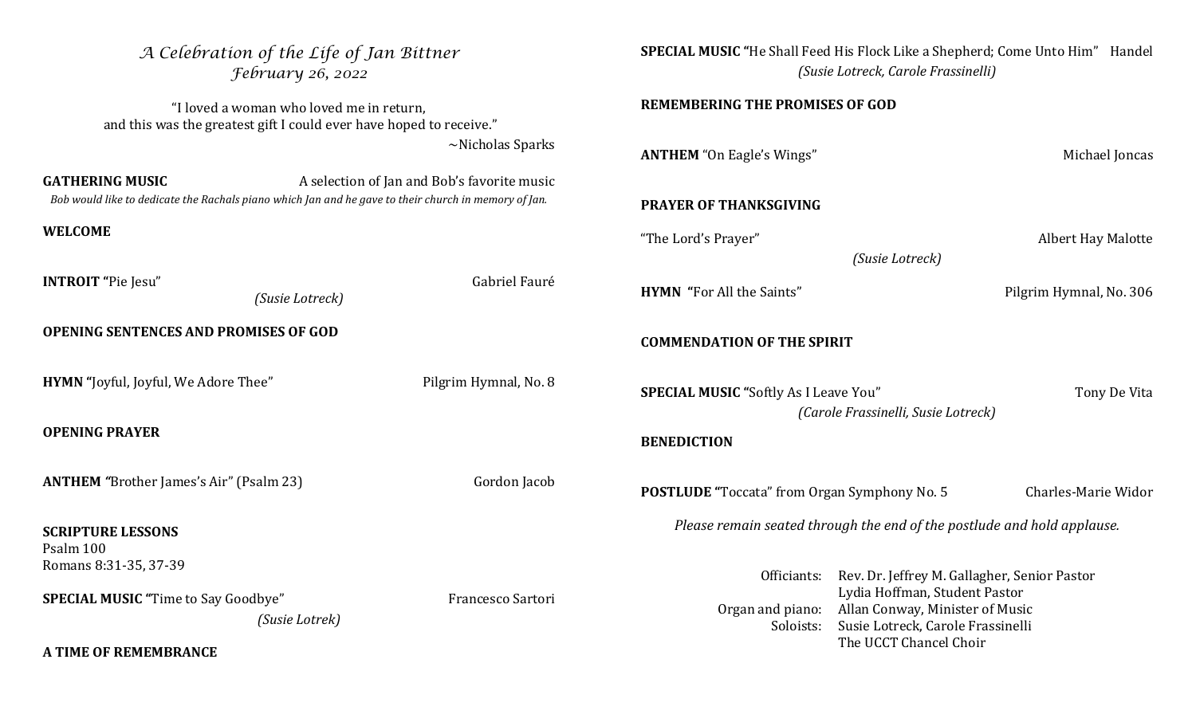# *A Celebration of the Life of Jan Bittner*
*February 26, 2022*

"I loved a woman who loved me in return,
and this was the greatest gift I could ever have hoped to receive."

~Nicholas Sparks

**GATHERING MUSIC** A selection of Jan and Bob's favorite music

*Bob would like to dedicate the Rachals piano which Jan and he gave to their church in memory of Jan.*

**WELCOME**

**INTROIT** "Pie Jesu" Gabriel Fauré
*(Susie Lotreck)*

**OPENING SENTENCES AND PROMISES OF GOD**

**HYMN** "Joyful, Joyful, We Adore Thee" Pilgrim Hymnal, No. 8

**OPENING PRAYER**

**ANTHEM** "Brother James's Air" (Psalm 23) Gordon Jacob

**SCRIPTURE LESSONS**
Psalm 100
Romans 8:31-35, 37-39

**SPECIAL MUSIC** "Time to Say Goodbye" Francesco Sartori
*(Susie Lotrek)*

**A TIME OF REMEMBRANCE**

**SPECIAL MUSIC** "He Shall Feed His Flock Like a Shepherd; Come Unto Him" Handel
*(Susie Lotreck, Carole Frassinelli)*

**REMEMBERING THE PROMISES OF GOD**

**ANTHEM** "On Eagle's Wings" Michael Joncas

**PRAYER OF THANKSGIVING**

"The Lord's Prayer" Albert Hay Malotte
*(Susie Lotreck)*

**HYMN** "For All the Saints" Pilgrim Hymnal, No. 306

**COMMENDATION OF THE SPIRIT**

**SPECIAL MUSIC** "Softly As I Leave You" Tony De Vita
*(Carole Frassinelli, Susie Lotreck)*

**BENEDICTION**

**POSTLUDE** "Toccata" from Organ Symphony No. 5 Charles-Marie Widor

*Please remain seated through the end of the postlude and hold applause.*

Officiants: Rev. Dr. Jeffrey M. Gallagher, Senior Pastor
Lydia Hoffman, Student Pastor
Organ and piano: Allan Conway, Minister of Music
Soloists: Susie Lotreck, Carole Frassinelli
The UCCT Chancel Choir